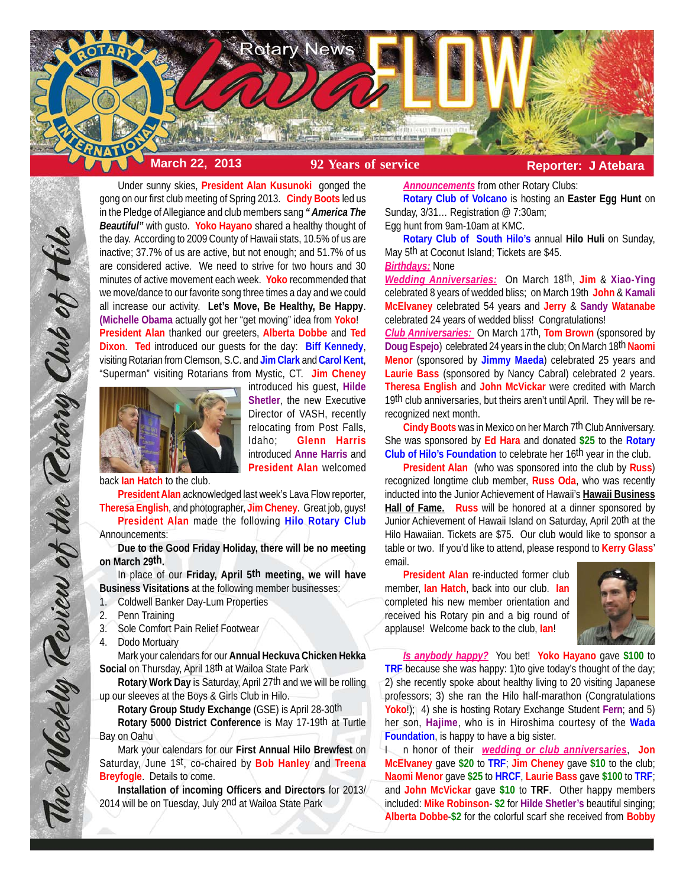# Rotary News Lava FLOW

**March 22, 2013** | **92 Years of service** | **Reporter: J Atebara**

*The Weekly Review of the Rotary Club of Hilo*

Under sunny skies, **President Alan Kusunoki** gonged the gong on our first club meeting of Spring 2013. **Cindy Boots** led us in the Pledge of Allegiance and club members sang ***"America The Beautiful"*** with gusto. **Yoko Hayano** shared a healthy thought of the day. According to 2009 County of Hawaii stats, 10.5% of us are inactive; 37.7% of us are active, but not enough; and 51.7% of us are considered active. We need to strive for two hours and 30 minutes of active movement each week. **Yoko** recommended that we move/dance to our favorite song three times a day and we could all increase our activity. **Let's Move, Be Healthy, Be Happy**. **(Michelle Obama** actually got her "get moving" idea from **Yoko**!

**President Alan** thanked our greeters, **Alberta Dobbe** and **Ted Dixon**. **Ted** introduced our guests for the day: **Biff Kennedy**, visiting Rotarian from Clemson, S.C. and **Jim Clark** and **Carol Kent**, "Superman" visiting Rotarians from Mystic, CT. **Jim Cheney** introduced his guest, **Hilde Shetler**, the new Executive Director of VASH, recently relocating from Post Falls, Idaho; **Glenn Harris** introduced **Anne Harris** and **President Alan** welcomed back **Ian Hatch** to the club.

**President Alan** acknowledged last week's Lava Flow reporter, **Theresa English**, and photographer, **Jim Cheney**. Great job, guys!

**President Alan** made the following **Hilo Rotary Club** Announcements:

**Due to the Good Friday Holiday, there will be no meeting on March 29th.**

In place of our **Friday, April 5th meeting, we will have Business Visitations** at the following member businesses:

1. Coldwell Banker Day-Lum Properties
2. Penn Training
3. Sole Comfort Pain Relief Footwear
4. Dodo Mortuary

Mark your calendars for our **Annual Heckuva Chicken Hekka Social** on Thursday, April 18th at Wailoa State Park

**Rotary Work Day** is Saturday, April 27th and we will be rolling up our sleeves at the Boys & Girls Club in Hilo.

**Rotary Group Study Exchange** (GSE) is April 28-30th

**Rotary 5000 District Conference** is May 17-19th at Turtle Bay on Oahu

Mark your calendars for our **First Annual Hilo Brewfest** on Saturday, June 1st, co-chaired by **Bob Hanley** and **Treena Breyfogle**. Details to come.

**Installation of incoming Officers and Directors** for 2013/2014 will be on Tuesday, July 2nd at Wailoa State Park

***Announcements*** from other Rotary Clubs:

**Rotary Club of Volcano** is hosting an **Easter Egg Hunt** on Sunday, 3/31… Registration @ 7:30am; Egg hunt from 9am-10am at KMC.

**Rotary Club of South Hilo's** annual **Hilo Huli** on Sunday, May 5th at Coconut Island; Tickets are $45.

***Birthdays:*** None

***Wedding Anniversaries:*** On March 18th, **Jim** & **Xiao-Ying** celebrated 8 years of wedded bliss; on March 19th **John** & **Kamali McElvaney** celebrated 54 years and **Jerry** & **Sandy Watanabe** celebrated 24 years of wedded bliss! Congratulations!

***Club Anniversaries:*** On March 17th, **Tom Brown** (sponsored by **Doug Espejo**) celebrated 24 years in the club; On March 18th **Naomi Menor** (sponsored by **Jimmy Maeda**) celebrated 25 years and **Laurie Bass** (sponsored by Nancy Cabral) celebrated 2 years. **Theresa English** and **John McVickar** were credited with March 19th club anniversaries, but theirs aren't until April. They will be re-recognized next month.

**Cindy Boots** was in Mexico on her March 7th Club Anniversary. She was sponsored by **Ed Hara** and donated **$25** to the **Rotary Club of Hilo's Foundation** to celebrate her 16th year in the club.

**President Alan** (who was sponsored into the club by **Russ**) recognized longtime club member, **Russ Oda**, who was recently inducted into the Junior Achievement of Hawaii's **Hawaii Business Hall of Fame.** **Russ** will be honored at a dinner sponsored by Junior Achievement of Hawaii Island on Saturday, April 20th at the Hilo Hawaiian. Tickets are $75. Our club would like to sponsor a table or two. If you'd like to attend, please respond to **Kerry Glass'** email.

**President Alan** re-inducted former club member, **Ian Hatch**, back into our club. **Ian** completed his new member orientation and received his Rotary pin and a big round of applause! Welcome back to the club, **Ian**!

***Is anybody happy?*** You bet! **Yoko Hayano** gave **$100** to **TRF** because she was happy: 1)to give today's thought of the day; 2) she recently spoke about healthy living to 20 visiting Japanese professors; 3) she ran the Hilo half-marathon (Congratulations **Yoko**!); 4) she is hosting Rotary Exchange Student **Fern**; and 5) her son, **Hajime**, who is in Hiroshima courtesy of the **Wada Foundation**, is happy to have a big sister.

In honor of their ***wedding or club anniversaries***, **Jon McElvaney** gave **$20** to **TRF**; **Jim Cheney** gave **$10** to the club; **Naomi Menor** gave **$25** to **HRCF**, **Laurie Bass** gave **$100** to **TRF**; and **John McVickar** gave **$10** to **TRF**. Other happy members included: **Mike Robinson- $2** for **Hilde Shetler's** beautiful singing; **Alberta Dobbe-$2** for the colorful scarf she received from **Bobby**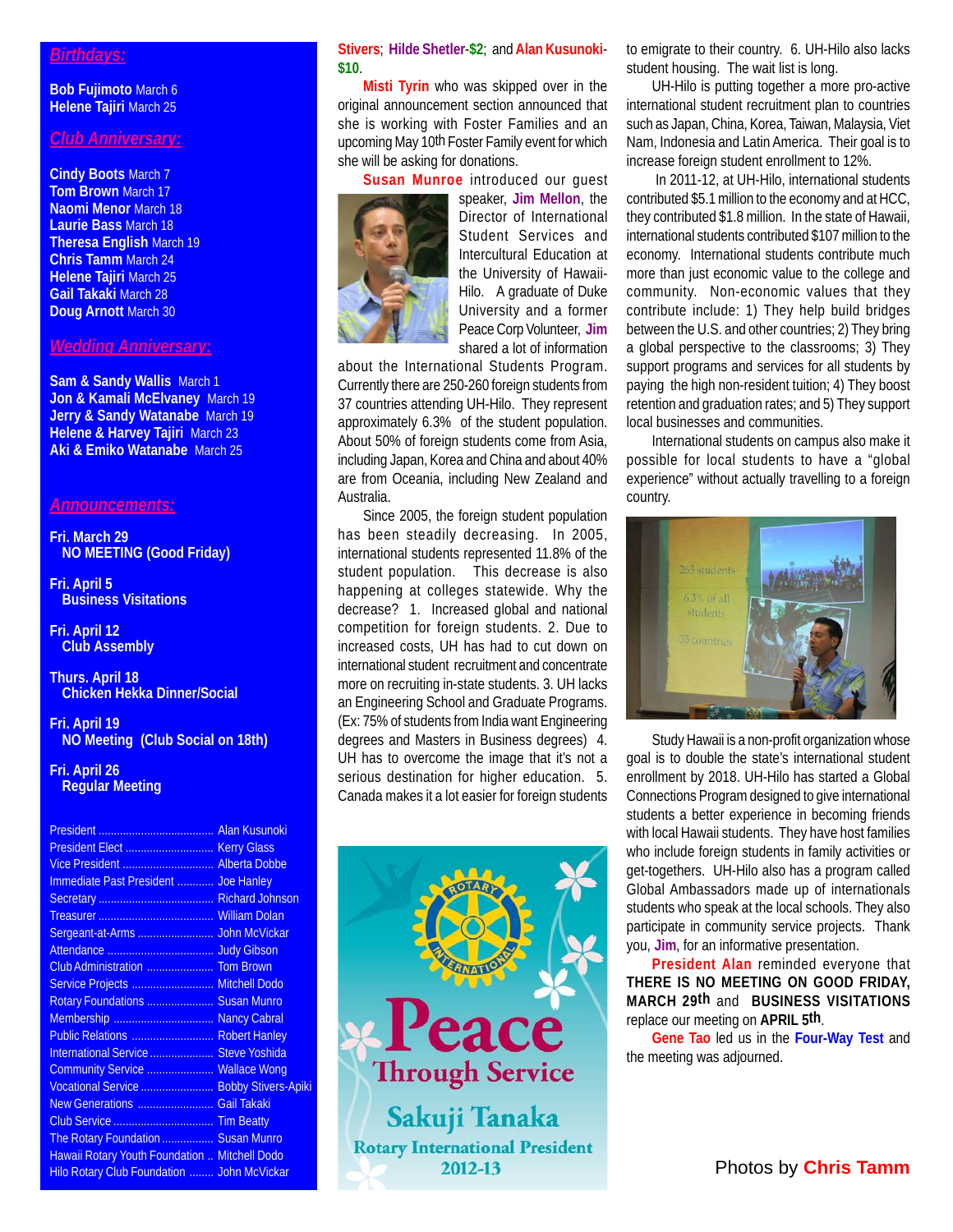## *Birthdays:*

**Bob Fujimoto** March 6
**Helene Tajiri** March 25

## *Club Anniversary:*

**Cindy Boots** March 7
**Tom Brown** March 17
**Naomi Menor** March 18
**Laurie Bass** March 18
**Theresa English** March 19
**Chris Tamm** March 24
**Helene Tajiri** March 25
**Gail Takaki** March 28
**Doug Arnott** March 30

## *Wedding Anniversary:*

**Sam & Sandy Wallis** March 1
**Jon & Kamali McElvaney** March 19
**Jerry & Sandy Watanabe** March 19
**Helene & Harvey Tajiri** March 23
**Aki & Emiko Watanabe** March 25

## *Announcements:*

**Fri. March 29**
**NO MEETING (Good Friday)**

**Fri. April 5**
**Business Visitations**

**Fri. April 12**
**Club Assembly**

**Thurs. April 18**
**Chicken Hekka Dinner/Social**

**Fri. April 19**
**NO Meeting (Club Social on 18th)**

**Fri. April 26**
**Regular Meeting**

President .................................... Alan Kusunoki
President Elect ............................ Kerry Glass
Vice President ............................. Alberta Dobbe
Immediate Past President ........... Joe Hanley
Secretary ..................................... Richard Johnson
Treasurer ..................................... William Dolan
Sergeant-at-Arms ........................ John McVickar
Attendance ................................... Judy Gibson
Club Administration ..................... Tom Brown
Service Projects .......................... Mitchell Dodo
Rotary Foundations ..................... Susan Munro
Membership ................................ Nancy Cabral
Public Relations .......................... Robert Hanley
International Service .................... Steve Yoshida
Community Service ..................... Wallace Wong
Vocational Service ....................... Bobby Stivers-Apiki
New Generations ......................... Gail Takaki
Club Service ................................ Tim Beatty
The Rotary Foundation ................ Susan Munro
Hawaii Rotary Youth Foundation .. Mitchell Dodo
Hilo Rotary Club Foundation ........ John McVickar

**Stivers**; **Hilde Shetler**-**$2**; and **Alan Kusunoki**-**$10**.

**Misti Tyrin** who was skipped over in the original announcement section announced that she is working with Foster Families and an upcoming May 10th Foster Family event for which she will be asking for donations.

**Susan Munroe** introduced our guest speaker, **Jim Mellon**, the Director of International Student Services and Intercultural Education at the University of Hawaii-Hilo. A graduate of Duke University and a former Peace Corp Volunteer, **Jim** shared a lot of information about the International Students Program. Currently there are 250-260 foreign students from 37 countries attending UH-Hilo. They represent approximately 6.3% of the student population. About 50% of foreign students come from Asia, including Japan, Korea and China and about 40% are from Oceania, including New Zealand and Australia.

Since 2005, the foreign student population has been steadily decreasing. In 2005, international students represented 11.8% of the student population. This decrease is also happening at colleges statewide. Why the decrease? 1. Increased global and national competition for foreign students. 2. Due to increased costs, UH has had to cut down on international student recruitment and concentrate more on recruiting in-state students. 3. UH lacks an Engineering School and Graduate Programs. (Ex: 75% of students from India want Engineering degrees and Masters in Business degrees) 4. UH has to overcome the image that it's not a serious destination for higher education. 5. Canada makes it a lot easier for foreign students to emigrate to their country. 6. UH-Hilo also lacks student housing. The wait list is long.

UH-Hilo is putting together a more pro-active international student recruitment plan to countries such as Japan, China, Korea, Taiwan, Malaysia, Viet Nam, Indonesia and Latin America. Their goal is to increase foreign student enrollment to 12%.

In 2011-12, at UH-Hilo, international students contributed $5.1 million to the economy and at HCC, they contributed $1.8 million. In the state of Hawaii, international students contributed $107 million to the economy. International students contribute much more than just economic value to the college and community. Non-economic values that they contribute include: 1) They help build bridges between the U.S. and other countries; 2) They bring a global perspective to the classrooms; 3) They support programs and services for all students by paying the high non-resident tuition; 4) They boost retention and graduation rates; and 5) They support local businesses and communities.

International students on campus also make it possible for local students to have a "global experience" without actually travelling to a foreign country.

Study Hawaii is a non-profit organization whose goal is to double the state's international student enrollment by 2018. UH-Hilo has started a Global Connections Program designed to give international students a better experience in becoming friends with local Hawaii students. They have host families who include foreign students in family activities or get-togethers. UH-Hilo also has a program called Global Ambassadors made up of internationals students who speak at the local schools. They also participate in community service projects. Thank you, **Jim**, for an informative presentation.

**President Alan** reminded everyone that **THERE IS NO MEETING ON GOOD FRIDAY, MARCH 29th** and **BUSINESS VISITATIONS** replace our meeting on **APRIL 5th**.

**Gene Tao** led us in the **Four-Way Test** and the meeting was adjourned.

Photos by **Chris Tamm**